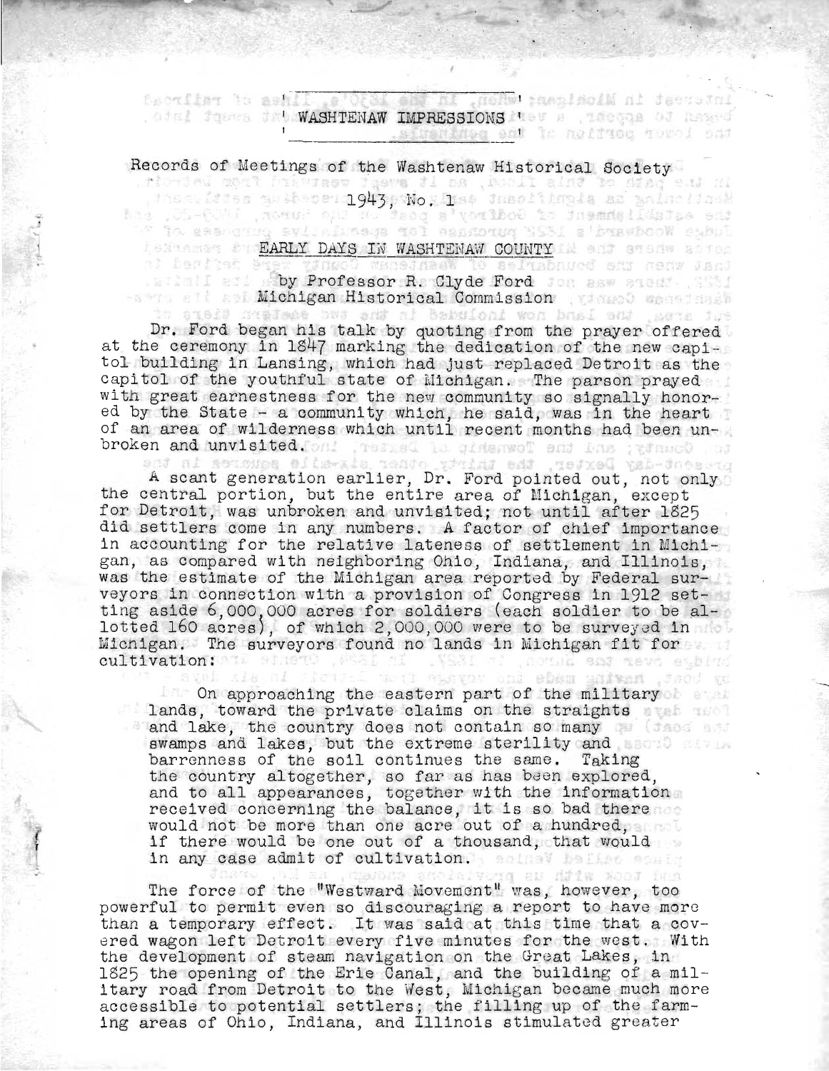# ' WASHTENAW IMPRESSIONS '

Records of Meetings of the Washtenaw Historical Society

1943, No. 1

## EARLY DAYS IN WASHTENAW COUNTY

by Professor R. Clyde Ford
Michigan Historical Commission

Dr. Ford began his talk by quoting from the prayer offered at the ceremony in 1847 marking the dedication of the new capitol building in Lansing, which had just replaced Detroit as the capitol of the youthful state of Michigan. The parson prayed with great earnestness for the new community so signally honored by the State - a community which, he said, was in the heart of an area of wilderness which until recent months had been unbroken and unvisited.

A scant generation earlier, Dr. Ford pointed out, not only the central portion, but the entire area of Michigan, except for Detroit, was unbroken and unvisited; not until after 1825 did settlers come in any numbers. A factor of chief importance in accounting for the relative lateness of settlement in Michigan, as compared with neighboring Ohio, Indiana, and Illinois, was the estimate of the Michigan area reported by Federal surveyors in connection with a provision of Congress in 1912 setting aside 6,000,000 acres for soldiers (each soldier to be allotted 160 acres), of which 2,000,000 were to be surveyed in Michigan. The surveyors found no lands in Michigan fit for cultivation:

> On approaching the eastern part of the military lands, toward the private claims on the straights and lake, the country does not contain so many swamps and lakes, but the extreme sterility and barrenness of the soil continues the same. Taking the country altogether, so far as has been explored, and to all appearances, together with the information received concerning the balance, it is so bad there would not be more than one acre out of a hundred, if there would be one out of a thousand, that would in any case admit of cultivation.

The force of the "Westward Movement" was, however, too powerful to permit even so discouraging a report to have more than a temporary effect. It was said at this time that a covered wagon left Detroit every five minutes for the west. With the development of steam navigation on the Great Lakes, in 1825 the opening of the Erie Canal, and the building of a military road from Detroit to the West, Michigan became much more accessible to potential settlers; the filling up of the farming areas of Ohio, Indiana, and Illinois stimulated greater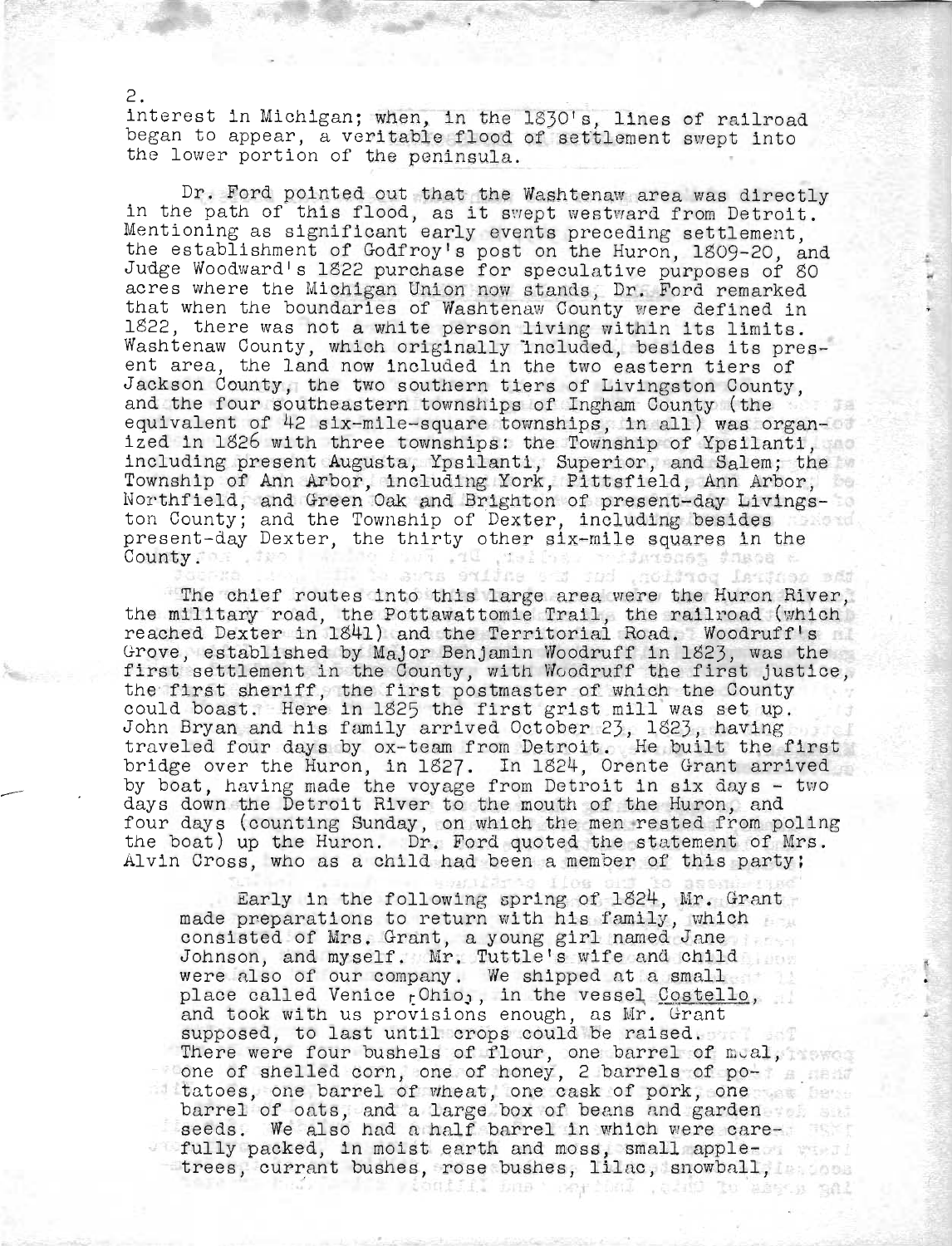interest in Michigan; when, in the 1830's, lines of railroad began to appear, a veritable flood of settlement swept into the lower portion of the peninsula.

Dr. Ford pointed out that the Washtenaw area was directly in the path of this flood, as it swept westward from Detroit. Mentioning as significant early events preceding settlement, the establishment of Godfroy's post on the Huron, 1809-20, and Judge Woodward's 1822 purchase for speculative purposes of 80 acres where the Michigan Union now stands, Dr. Ford remarked that when the boundaries of Washtenaw County were defined in 1822, there was not a white person living within its limits. Washtenaw County, which originally included, besides its present area, the land now included in the two eastern tiers of Jackson County, the two southern tiers of Livingston County, and the four southeastern townships of Ingham County (the equivalent of 42 six-mile-square townships, in all) was organized in 1826 with three townships: the Township of Ypsilanti, including present Augusta, Ypsilanti, Superior, and Salem; the Township of Ann Arbor, including York, Pittsfield, Ann Arbor, Northfield, and Green Oak and Brighton of present-day Livingston County; and the Township of Dexter, including besides present-day Dexter, the thirty other six-mile squares in the County.

The chief routes into this large area were the Huron River, the military road, the Pottawattomie Trail, the railroad (which reached Dexter in 1841) and the Territorial Road. Woodruff's Grove, established by Major Benjamin Woodruff in 1823, was the first settlement in the County, with Woodruff the first justice, the first sheriff, the first postmaster of which the County could boast. Here in 1825 the first grist mill was set up. John Bryan and his family arrived October 23, 1823, having traveled four days by ox-team from Detroit. He built the first bridge over the Huron, in 1827. In 1824, Orente Grant arrived by boat, having made the voyage from Detroit in six days - two days down the Detroit River to the mouth of the Huron, and four days (counting Sunday, on which the men rested from poling the boat) up the Huron. Dr. Ford quoted the statement of Mrs. Alvin Cross, who as a child had been a member of this party:

> Early in the following spring of 1824, Mr. Grant made preparations to return with his family, which consisted of Mrs. Grant, a young girl named Jane Johnson, and myself. Mr. Tuttle's wife and child were also of our company. We shipped at a small place called Venice [Ohio], in the vessel Costello, and took with us provisions enough, as Mr. Grant supposed, to last until crops could be raised. There were four bushels of flour, one barrel of meal, one of shelled corn, one of honey, 2 barrels of potatoes, one barrel of wheat, one cask of pork, one barrel of oats, and a large box of beans and garden seeds. We also had a half barrel in which were carefully packed, in moist earth and moss, small apple-trees, currant bushes, rose bushes, lilac, snowball,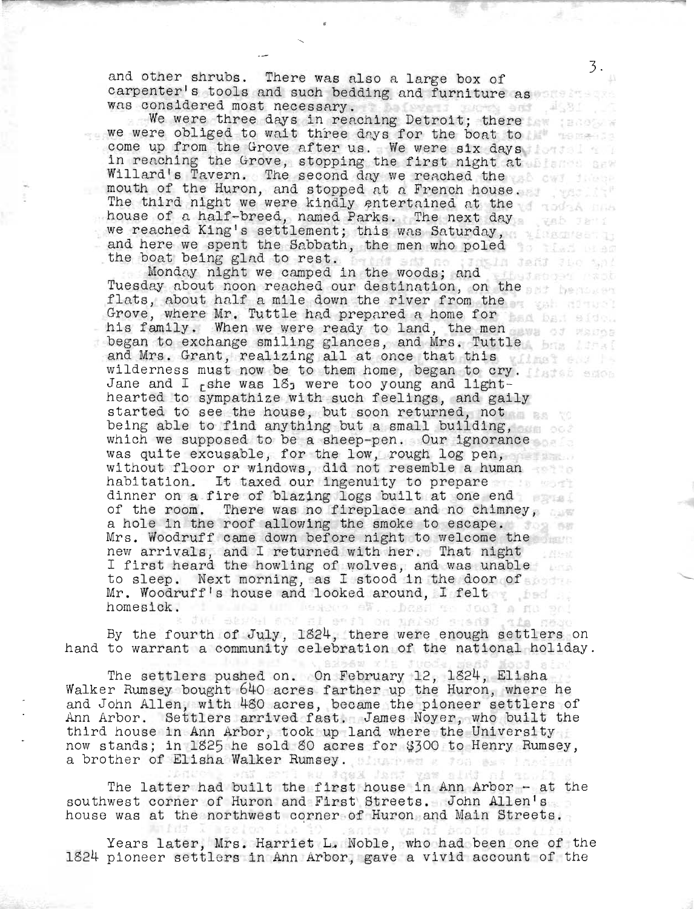and other shrubs. There was also a large box of carpenter's tools and such bedding and furniture as was considered most necessary.

We were three days in reaching Detroit; there we were obliged to wait three days for the boat to come up from the Grove after us. We were six days in reaching the Grove, stopping the first night at Willard's Tavern. The second day we reached the mouth of the Huron, and stopped at a French house. The third night we were kindly entertained at the house of a half-breed, named Parks. The next day we reached King's settlement; this was Saturday, and here we spent the Sabbath, the men who poled the boat being glad to rest.

Monday night we camped in the woods; and Tuesday about noon reached our destination, on the flats, about half a mile down the river from the Grove, where Mr. Tuttle had prepared a home for his family. When we were ready to land, the men began to exchange smiling glances, and Mrs. Tuttle and Mrs. Grant, realizing all at once that this wilderness must now be to them home, began to cry. Jane and I [she was 18] were too young and light-hearted to sympathize with such feelings, and gaily started to see the house, but soon returned, not being able to find anything but a small building, which we supposed to be a sheep-pen. Our ignorance was quite excusable, for the low, rough log pen, without floor or windows, did not resemble a human habitation. It taxed our ingenuity to prepare dinner on a fire of blazing logs built at one end of the room. There was no fireplace and no chimney, a hole in the roof allowing the smoke to escape. Mrs. Woodruff came down before night to welcome the new arrivals, and I returned with her. That night I first heard the howling of wolves, and was unable to sleep. Next morning, as I stood in the door of Mr. Woodruff's house and looked around, I felt homesick.

By the fourth of July, 1824, there were enough settlers on hand to warrant a community celebration of the national holiday.

The settlers pushed on. On February 12, 1824, Elisha Walker Rumsey bought 640 acres farther up the Huron, where he and John Allen, with 480 acres, became the pioneer settlers of Ann Arbor. Settlers arrived fast. James Noyer, who built the third house in Ann Arbor, took up land where the University now stands; in 1825 he sold 80 acres for $300 to Henry Rumsey, a brother of Elisha Walker Rumsey.

The latter had built the first house in Ann Arbor - at the southwest corner of Huron and First Streets. John Allen's house was at the northwest corner of Huron and Main Streets.

Years later, Mrs. Harriet L. Noble, who had been one of the 1824 pioneer settlers in Ann Arbor, gave a vivid account of the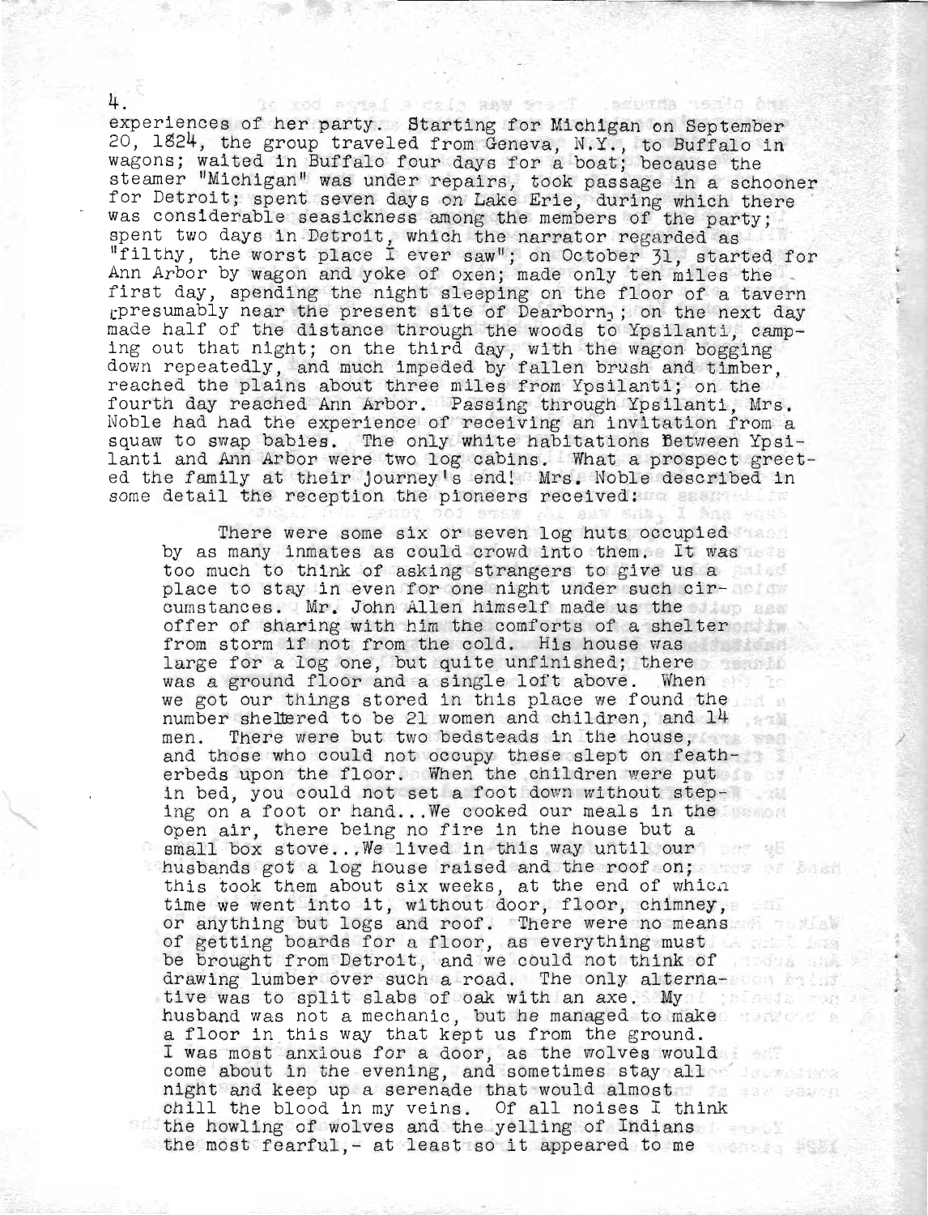experiences of her party. Starting for Michigan on September 20, 1824, the group traveled from Geneva, N.Y., to Buffalo in wagons; waited in Buffalo four days for a boat; because the steamer "Michigan" was under repairs, took passage in a schooner for Detroit; spent seven days on Lake Erie, during which there was considerable seasickness among the members of the party; spent two days in Detroit, which the narrator regarded as "filthy, the worst place I ever saw"; on October 31, started for Ann Arbor by wagon and yoke of oxen; made only ten miles the first day, spending the night sleeping on the floor of a tavern [presumably near the present site of Dearborn]; on the next day made half of the distance through the woods to Ypsilanti, camping out that night; on the third day, with the wagon bogging down repeatedly, and much impeded by fallen brush and timber, reached the plains about three miles from Ypsilanti; on the fourth day reached Ann Arbor. Passing through Ypsilanti, Mrs. Noble had had the experience of receiving an invitation from a squaw to swap babies. The only white habitations between Ypsilanti and Ann Arbor were two log cabins. What a prospect greeted the family at their journey's end! Mrs. Noble described in some detail the reception the pioneers received:

> There were some six or seven log huts occupied by as many inmates as could crowd into them. It was too much to think of asking strangers to give us a place to stay in even for one night under such circumstances. Mr. John Allen himself made us the offer of sharing with him the comforts of a shelter from storm if not from the cold. His house was large for a log one, but quite unfinished; there was a ground floor and a single loft above. When we got our things stored in this place we found the number sheltered to be 21 women and children, and 14 men. There were but two bedsteads in the house, and those who could not occupy these slept on featherbeds upon the floor. When the children were put in bed, you could not set a foot down without steping on a foot or hand...We cooked our meals in the open air, there being no fire in the house but a small box stove...We lived in this way until our husbands got a log house raised and the roof on; this took them about six weeks, at the end of which time we went into it, without door, floor, chimney, or anything but logs and roof. There were no means of getting boards for a floor, as everything must be brought from Detroit, and we could not think of drawing lumber over such a road. The only alternative was to split slabs of oak with an axe. My husband was not a mechanic, but he managed to make a floor in this way that kept us from the ground. I was most anxious for a door, as the wolves would come about in the evening, and sometimes stay all night and keep up a serenade that would almost chill the blood in my veins. Of all noises I think the howling of wolves and the yelling of Indians the most fearful,- at least so it appeared to me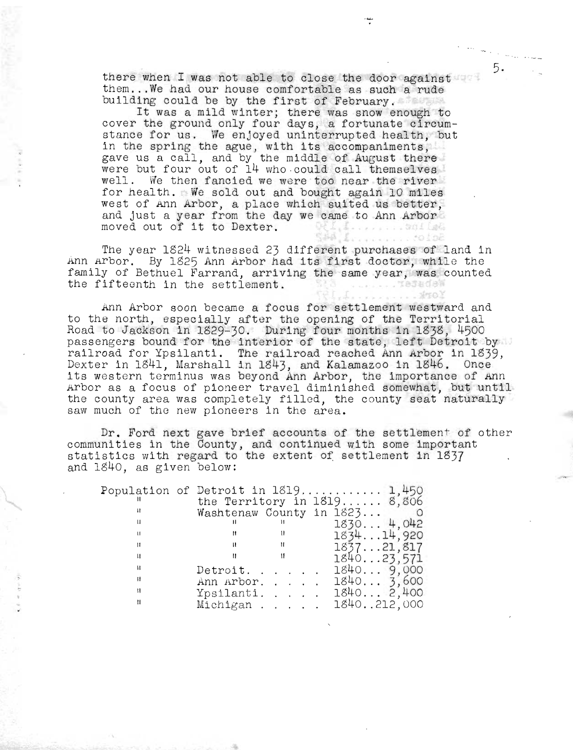there when I was not able to close the door against them...We had our house comfortable as such a rude building could be by the first of February.

It was a mild winter; there was snow enough to cover the ground only four days, a fortunate circumstance for us. We enjoyed uninterrupted health, but in the spring the ague, with its accompaniments, gave us a call, and by the middle of August there were but four out of 14 who could call themselves well. We then fancied we were too near the river for health. We sold out and bought again 10 miles west of Ann Arbor, a place which suited us better, and just a year from the day we came to Ann Arbor moved out of it to Dexter.

The year 1824 witnessed 23 different purchases of land in Ann Arbor. By 1825 Ann Arbor had its first doctor, while the family of Bethuel Farrand, arriving the same year, was counted the fifteenth in the settlement.

Ann Arbor soon became a focus for settlement westward and to the north, especially after the opening of the Territorial Road to Jackson in 1829-30. During four months in 1838, 4500 passengers bound for the interior of the state, left Detroit by railroad for Ypsilanti. The railroad reached Ann Arbor in 1839, Dexter in 1841, Marshall in 1843, and Kalamazoo in 1846. Once its western terminus was beyond Ann Arbor, the importance of Ann Arbor as a focus of pioneer travel diminished somewhat, but until the county area was completely filled, the county seat naturally saw much of the new pioneers in the area.

Dr. Ford next gave brief accounts of the settlement of other communities in the County, and continued with some important statistics with regard to the extent of settlement in 1837 and 1840, as given below:

| | | | |
|---|---|---|---|
| Population of | Detroit | in 1819 | 1,450 |
| " | the Territory | in 1819 | 8,806 |
| " | Washtenaw County | in 1823 | 0 |
| " | " " | 1830 | 4,042 |
| " | " " | 1834 | 14,920 |
| " | " " | 1837 | 21,817 |
| " | " " | 1840 | 23,571 |
| " | Detroit | 1840 | 9,000 |
| " | Ann Arbor | 1840 | 3,600 |
| " | Ypsilanti | 1840 | 2,400 |
| " | Michigan | 1840 | 212,000 |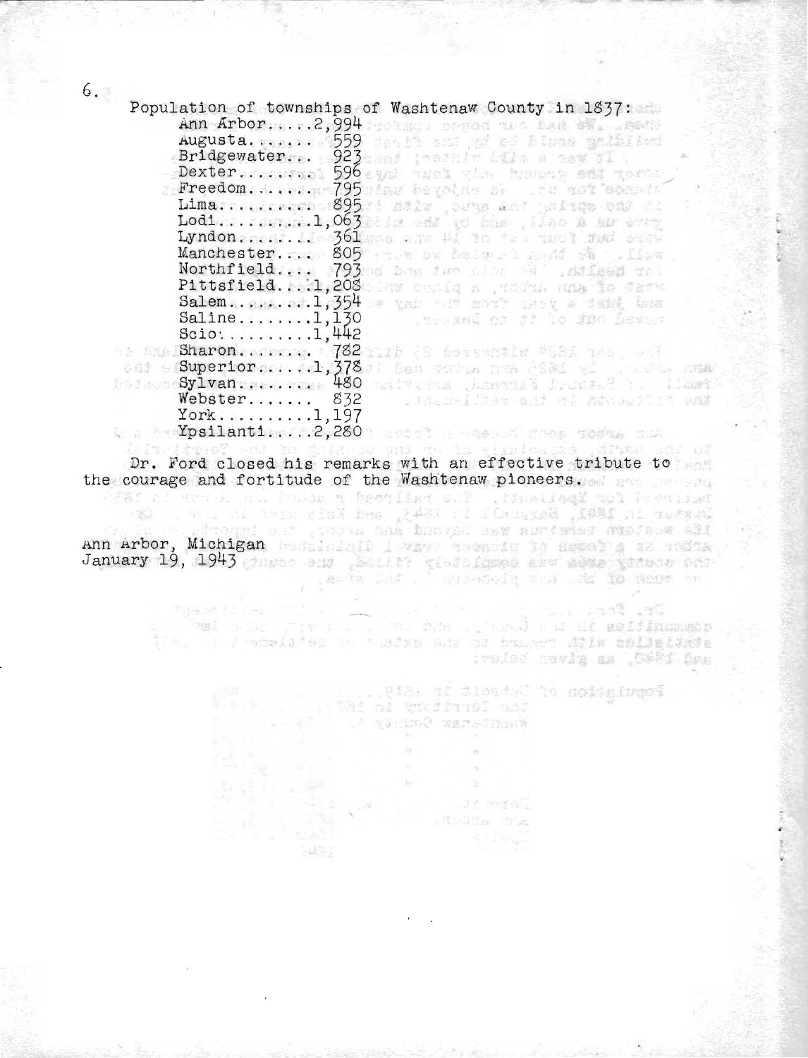Population of townships of Washtenaw County in 1837:

| Township | Population |
|---|---|
| Ann Arbor | 2,994 |
| Augusta | 559 |
| Bridgewater | 923 |
| Dexter | 596 |
| Freedom | 795 |
| Lima | 895 |
| Lodi | 1,063 |
| Lyndon | 361 |
| Manchester | 805 |
| Northfield | 793 |
| Pittsfield | 1,208 |
| Salem | 1,354 |
| Saline | 1,130 |
| Scio | 1,442 |
| Sharon | 782 |
| Superior | 1,378 |
| Sylvan | 480 |
| Webster | 832 |
| York | 1,197 |
| Ypsilanti | 2,280 |

Dr. Ford closed his remarks with an effective tribute to the courage and fortitude of the Washtenaw pioneers.

Ann Arbor, Michigan
January 19, 1943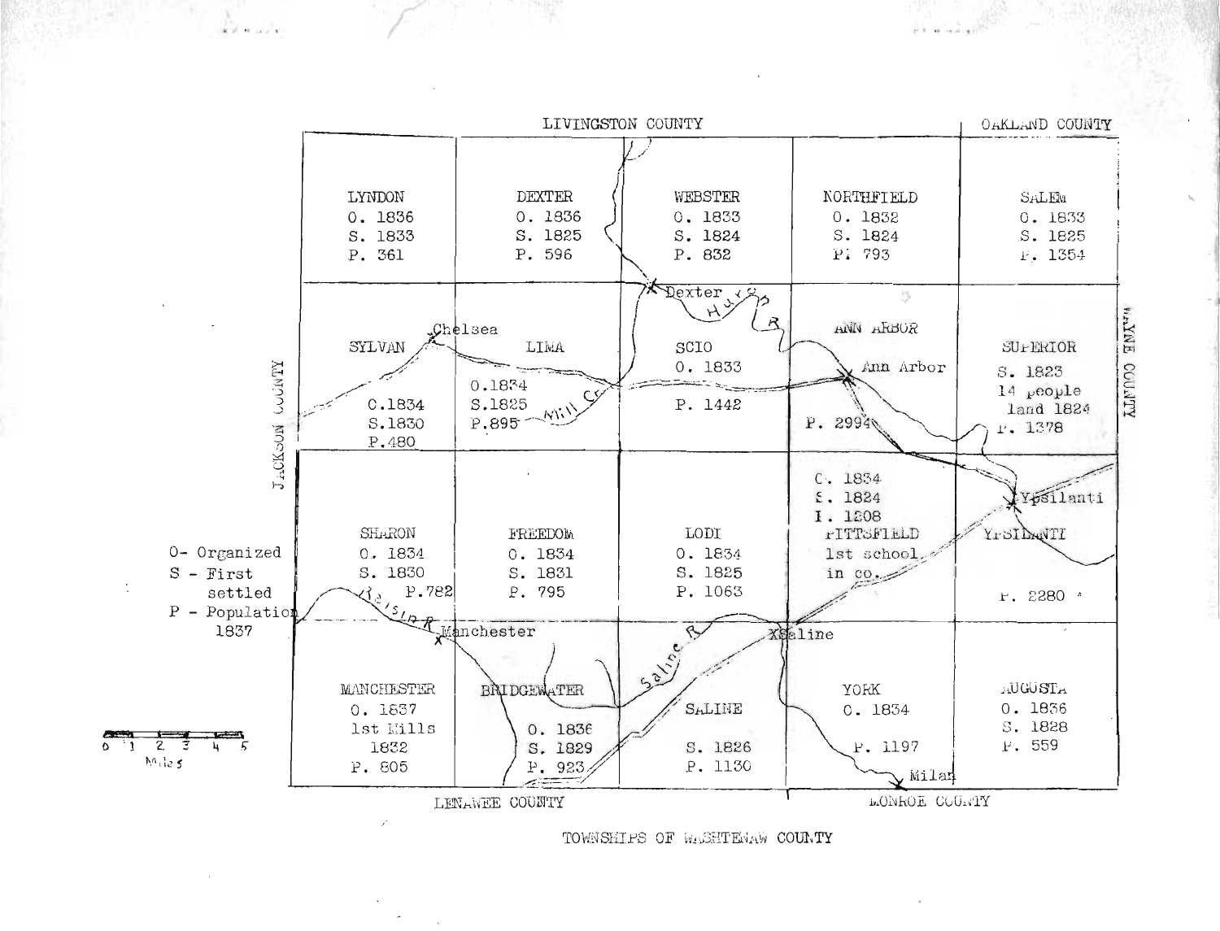LIVINGSTON COUNTY

OAKLAND COUNTY

LYNDON
O. 1836
S. 1833
P. 361

DEXTER
O. 1836
S. 1825
P. 596

WEBSTER
O. 1833
S. 1824
P. 832

NORTHFIELD
O. 1832
S. 1824
P. 793

SALEM
O. 1833
S. 1825
P. 1354

Dexter

Huron R

Chelsea

SYLVAN
O.1834
S.1830
P.480

LIMA
O.1834
S.1825
P.895

Mill Cr

SCIO
O. 1833
P. 1442

ANN ARBOR
Ann Arbor
P. 2994

SUPERIOR
S. 1823
14 people
land 1824
P. 1378

WAYNE COUNTY

JACKSON COUNTY

SHARON
O. 1834
S. 1830
P.782

FREEDOM
O. 1834
S. 1831
P. 795

LODI
O. 1834
S. 1825
P. 1063

O. 1834
S. 1824
P. 1208
PITTSFIELD
1st school
in co.

Ypsilanti

YPSILANTI
P. 2280

O- Organized
S - First settled
P - Population 1837

Raisin R

Manchester

Saline R

Saline

MANCHESTER
O. 1837
1st Mills
1832
P. 805

BRIDGEWATER
O. 1836
S. 1829
P. 923

SALINE
S. 1826
P. 1130

YORK
O. 1834
P. 1197

AUGUSTA
O. 1836
S. 1828
P. 559

Milan

0 1 2 3 4 5
Miles

LENAWEE COUNTY

MONROE COUNTY

TOWNSHIPS OF WASHTENAW COUNTY